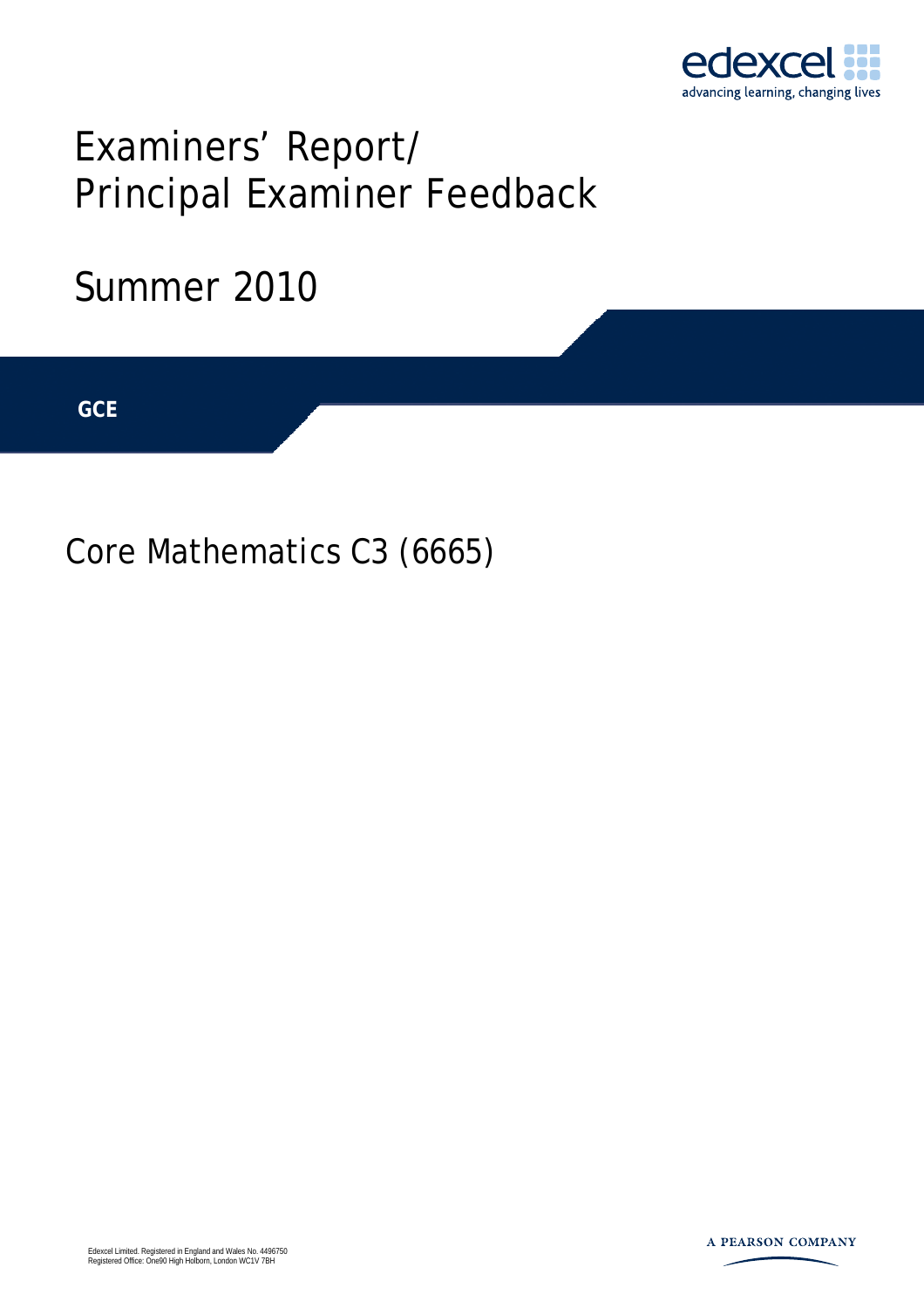# Examiners' Report/ Principal Examiner Feedback

## Summer 2010

GCE

## Core Mathematics C3 (6665)

Edexcel Limited. Registered in England and Wales No. 4496750
Registered Office: One90 High Holborn, London WC1V 7BH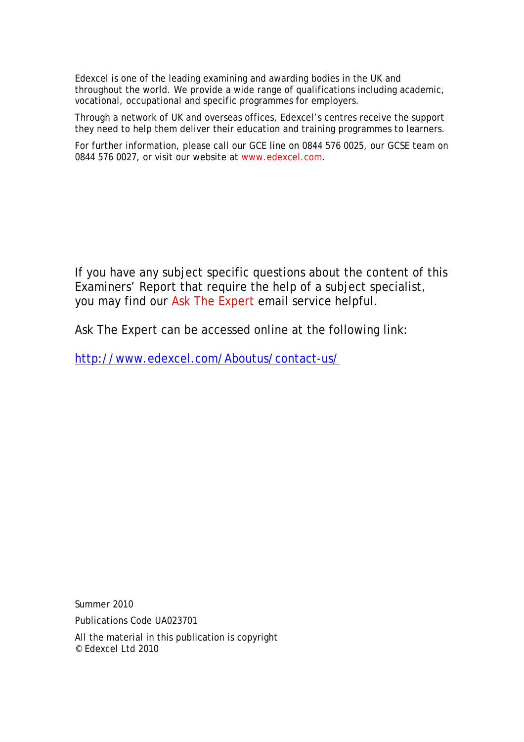Edexcel is one of the leading examining and awarding bodies in the UK and throughout the world. We provide a wide range of qualifications including academic, vocational, occupational and specific programmes for employers.

Through a network of UK and overseas offices, Edexcel's centres receive the support they need to help them deliver their education and training programmes to learners.

For further information, please call our GCE line on 0844 576 0025, our GCSE team on 0844 576 0027, or visit our website at www.edexcel.com.

If you have any subject specific questions about the content of this Examiners' Report that require the help of a subject specialist, you may find our Ask The Expert email service helpful.

Ask The Expert can be accessed online at the following link:

http://www.edexcel.com/Aboutus/contact-us/

Summer 2010

Publications Code UA023701

All the material in this publication is copyright
© Edexcel Ltd 2010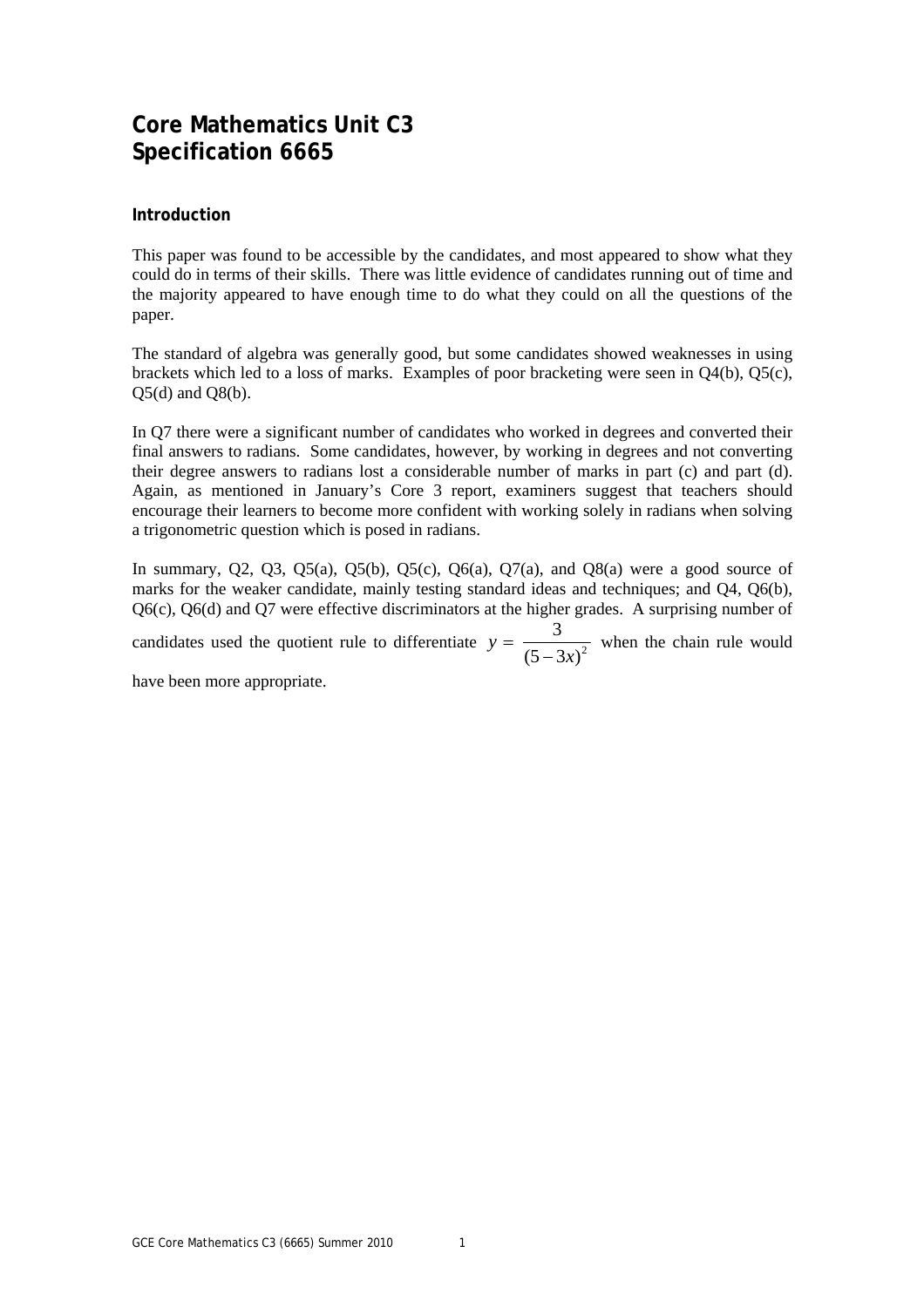# Core Mathematics Unit C3
# Specification 6665

### Introduction

This paper was found to be accessible by the candidates, and most appeared to show what they could do in terms of their skills. There was little evidence of candidates running out of time and the majority appeared to have enough time to do what they could on all the questions of the paper.

The standard of algebra was generally good, but some candidates showed weaknesses in using brackets which led to a loss of marks. Examples of poor bracketing were seen in Q4(b), Q5(c), Q5(d) and Q8(b).

In Q7 there were a significant number of candidates who worked in degrees and converted their final answers to radians. Some candidates, however, by working in degrees and not converting their degree answers to radians lost a considerable number of marks in part (c) and part (d). Again, as mentioned in January's Core 3 report, examiners suggest that teachers should encourage their learners to become more confident with working solely in radians when solving a trigonometric question which is posed in radians.

In summary, Q2, Q3, Q5(a), Q5(b), Q5(c), Q6(a), Q7(a), and Q8(a) were a good source of marks for the weaker candidate, mainly testing standard ideas and techniques; and Q4, Q6(b), Q6(c), Q6(d) and Q7 were effective discriminators at the higher grades. A surprising number of candidates used the quotient rule to differentiate $y = \dfrac{3}{(5-3x)^2}$ when the chain rule would have been more appropriate.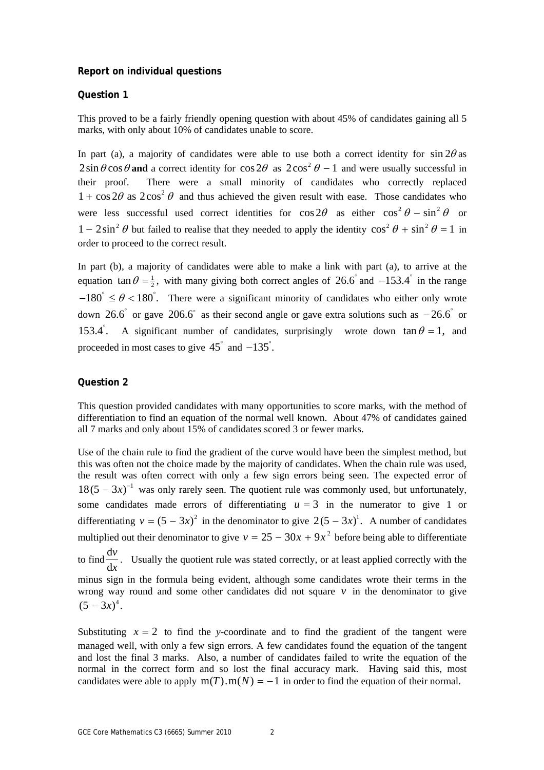## Report on individual questions

### Question 1

This proved to be a fairly friendly opening question with about 45% of candidates gaining all 5 marks, with only about 10% of candidates unable to score.

In part (a), a majority of candidates were able to use both a correct identity for $\sin 2\theta$ as $2\sin\theta\cos\theta$ **and** a correct identity for $\cos 2\theta$ as $2\cos^2\theta - 1$ and were usually successful in their proof. There were a small minority of candidates who correctly replaced $1 + \cos 2\theta$ as $2\cos^2\theta$ and thus achieved the given result with ease. Those candidates who were less successful used correct identities for $\cos 2\theta$ as either $\cos^2\theta - \sin^2\theta$ or $1 - 2\sin^2\theta$ but failed to realise that they needed to apply the identity $\cos^2\theta + \sin^2\theta = 1$ in order to proceed to the correct result.

In part (b), a majority of candidates were able to make a link with part (a), to arrive at the equation $\tan\theta = \frac{1}{2}$, with many giving both correct angles of $26.6^\circ$ and $-153.4^\circ$ in the range $-180^\circ \leq \theta < 180^\circ$. There were a significant minority of candidates who either only wrote down $26.6^\circ$ or gave $206.6^\circ$ as their second angle or gave extra solutions such as $-26.6^\circ$ or $153.4^\circ$. A significant number of candidates, surprisingly wrote down $\tan\theta = 1$, and proceeded in most cases to give $45^\circ$ and $-135^\circ$.

### Question 2

This question provided candidates with many opportunities to score marks, with the method of differentiation to find an equation of the normal well known. About 47% of candidates gained all 7 marks and only about 15% of candidates scored 3 or fewer marks.

Use of the chain rule to find the gradient of the curve would have been the simplest method, but this was often not the choice made by the majority of candidates. When the chain rule was used, the result was often correct with only a few sign errors. The expected error of $18(5 - 3x)^{-1}$ was only rarely seen. The quotient rule was commonly used, but unfortunately, some candidates made errors of differentiating $u = 3$ in the numerator to give 1 or differentiating $v = (5 - 3x)^2$ in the denominator to give $2(5 - 3x)^1$. A number of candidates multiplied out their denominator to give $v = 25 - 30x + 9x^2$ before being able to differentiate to find $\frac{\mathrm{d}v}{\mathrm{d}x}$. Usually the quotient rule was stated correctly, or at least applied correctly with the minus sign in the formula being evident, although some candidates wrote their terms in the wrong way round and some other candidates did not square $v$ in the denominator to give $(5 - 3x)^4$.

Substituting $x = 2$ to find the *y*-coordinate and to find the gradient of the tangent were managed well, with only a few sign errors. A few candidates found the equation of the tangent and lost the final 3 marks. Also, a number of candidates failed to write the equation of the normal in the correct form and so lost the final accuracy mark. Having said this, most candidates were able to apply $\mathrm{m}(T).\mathrm{m}(N) = -1$ in order to find the equation of their normal.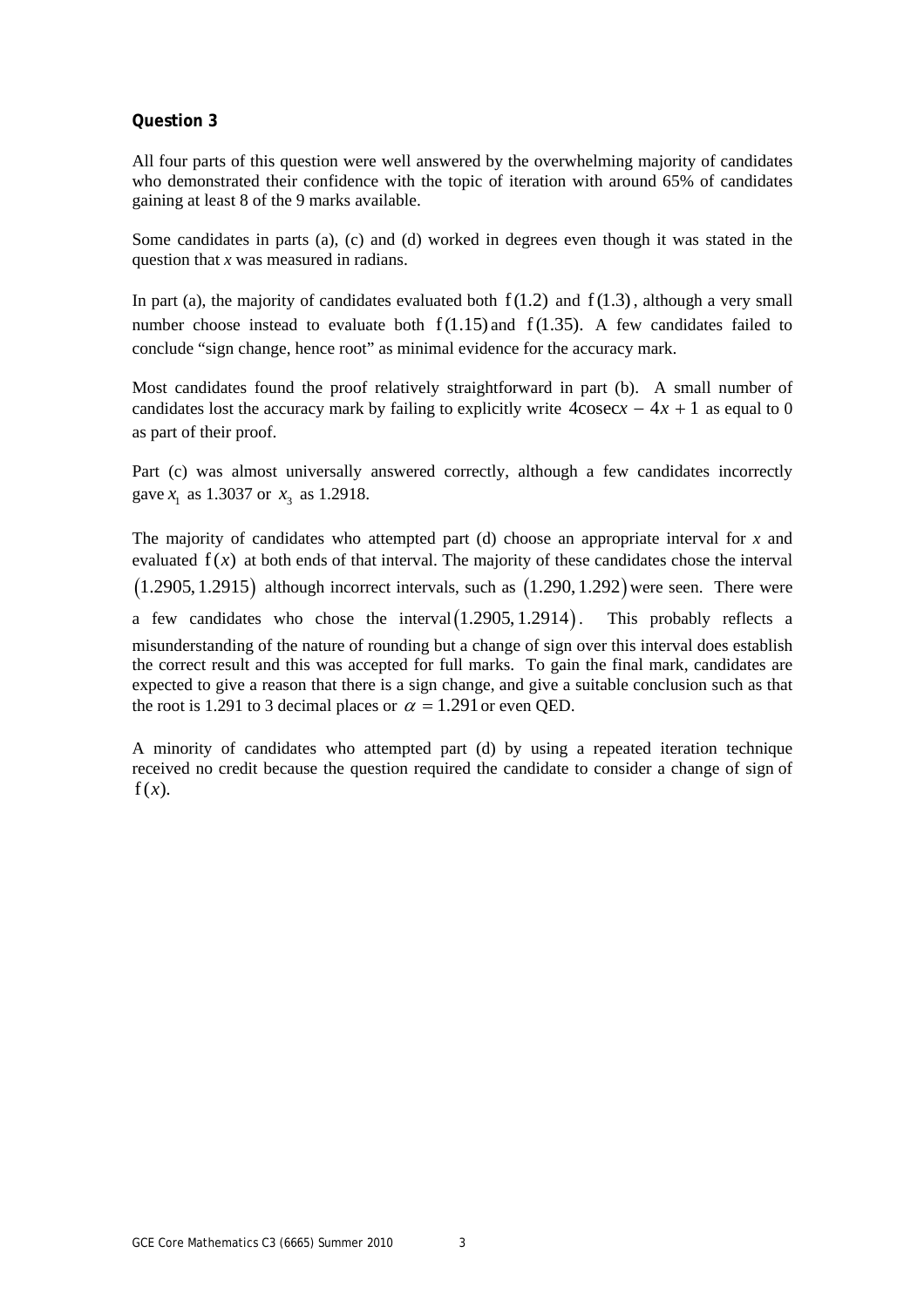### Question 3

All four parts of this question were well answered by the overwhelming majority of candidates who demonstrated their confidence with the topic of iteration with around 65% of candidates gaining at least 8 of the 9 marks available.

Some candidates in parts (a), (c) and (d) worked in degrees even though it was stated in the question that $x$ was measured in radians.

In part (a), the majority of candidates evaluated both $\mathrm{f}(1.2)$ and $\mathrm{f}(1.3)$, although a very small number choose instead to evaluate both $\mathrm{f}(1.15)$ and $\mathrm{f}(1.35)$. A few candidates failed to conclude "sign change, hence root" as minimal evidence for the accuracy mark.

Most candidates found the proof relatively straightforward in part (b). A small number of candidates lost the accuracy mark by failing to explicitly write $4\operatorname{cosec}x - 4x + 1$ as equal to 0 as part of their proof.

Part (c) was almost universally answered correctly, although a few candidates incorrectly gave $x_1$ as 1.3037 or $x_3$ as 1.2918.

The majority of candidates who attempted part (d) choose an appropriate interval for $x$ and evaluated $\mathrm{f}(x)$ at both ends of that interval. The majority of these candidates chose the interval $(1.2905, 1.2915)$ although incorrect intervals, such as $(1.290, 1.292)$ were seen. There were a few candidates who chose the interval $(1.2905, 1.2914)$. This probably reflects a misunderstanding of the nature of rounding but a change of sign over this interval does establish the correct result and this was accepted for full marks. To gain the final mark, candidates are expected to give a reason that there is a sign change, and give a suitable conclusion such as that the root is 1.291 to 3 decimal places or $\alpha = 1.291$ or even QED.

A minority of candidates who attempted part (d) by using a repeated iteration technique received no credit because the question required the candidate to consider a change of sign of $\mathrm{f}(x)$.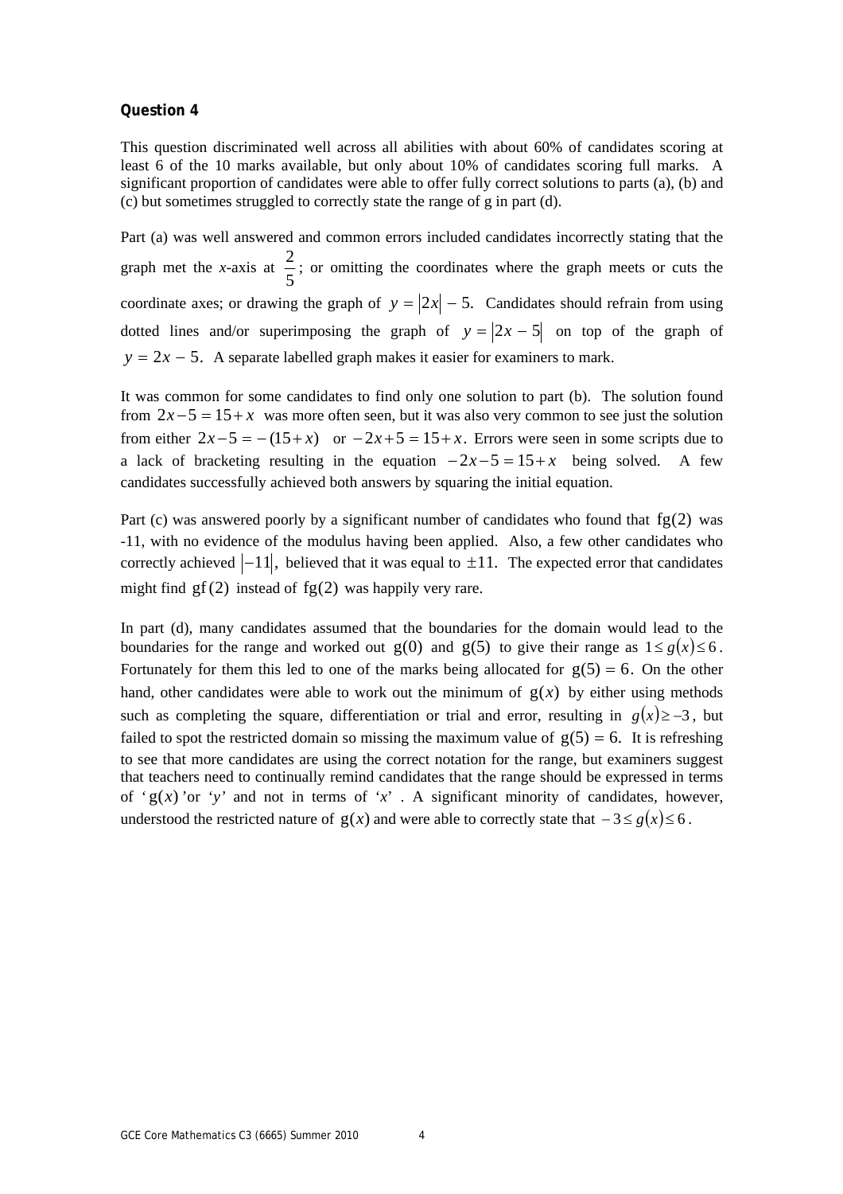## Question 4

This question discriminated well across all abilities with about 60% of candidates scoring at least 6 of the 10 marks available, but only about 10% of candidates scoring full marks. A significant proportion of candidates were able to offer fully correct solutions to parts (a), (b) and (c) but sometimes struggled to correctly state the range of g in part (d).

Part (a) was well answered and common errors included candidates incorrectly stating that the graph met the *x*-axis at $\frac{2}{5}$; or omitting the coordinates where the graph meets or cuts the coordinate axes; or drawing the graph of $y = |2x| - 5$. Candidates should refrain from using dotted lines and/or superimposing the graph of $y = |2x - 5|$ on top of the graph of $y = 2x - 5$. A separate labelled graph makes it easier for examiners to mark.

It was common for some candidates to find only one solution to part (b). The solution found from $2x - 5 = 15 + x$ was more often seen, but it was also very common to see just the solution from either $2x - 5 = -(15 + x)$ or $-2x + 5 = 15 + x$. Errors were seen in some scripts due to a lack of bracketing resulting in the equation $-2x - 5 = 15 + x$ being solved. A few candidates successfully achieved both answers by squaring the initial equation.

Part (c) was answered poorly by a significant number of candidates who found that $\text{fg}(2)$ was -11, with no evidence of the modulus having been applied. Also, a few other candidates who correctly achieved $|-11|$, believed that it was equal to $\pm 11$. The expected error that candidates might find $\text{gf}(2)$ instead of $\text{fg}(2)$ was happily very rare.

In part (d), many candidates assumed that the boundaries for the domain would lead to the boundaries for the range and worked out $\text{g}(0)$ and $\text{g}(5)$ to give their range as $1 \le g(x) \le 6$. Fortunately for them this led to one of the marks being allocated for $\text{g}(5) = 6$. On the other hand, other candidates were able to work out the minimum of $\text{g}(x)$ by either using methods such as completing the square, differentiation or trial and error, resulting in $g(x) \ge -3$, but failed to spot the restricted domain so missing the maximum value of $\text{g}(5) = 6$. It is refreshing to see that more candidates are using the correct notation for the range, but examiners suggest that teachers need to continually remind candidates that the range should be expressed in terms of '$\text{g}(x)$' or '$y$' and not in terms of '$x$'. A significant minority of candidates, however, understood the restricted nature of $\text{g}(x)$ and were able to correctly state that $-3 \le g(x) \le 6$.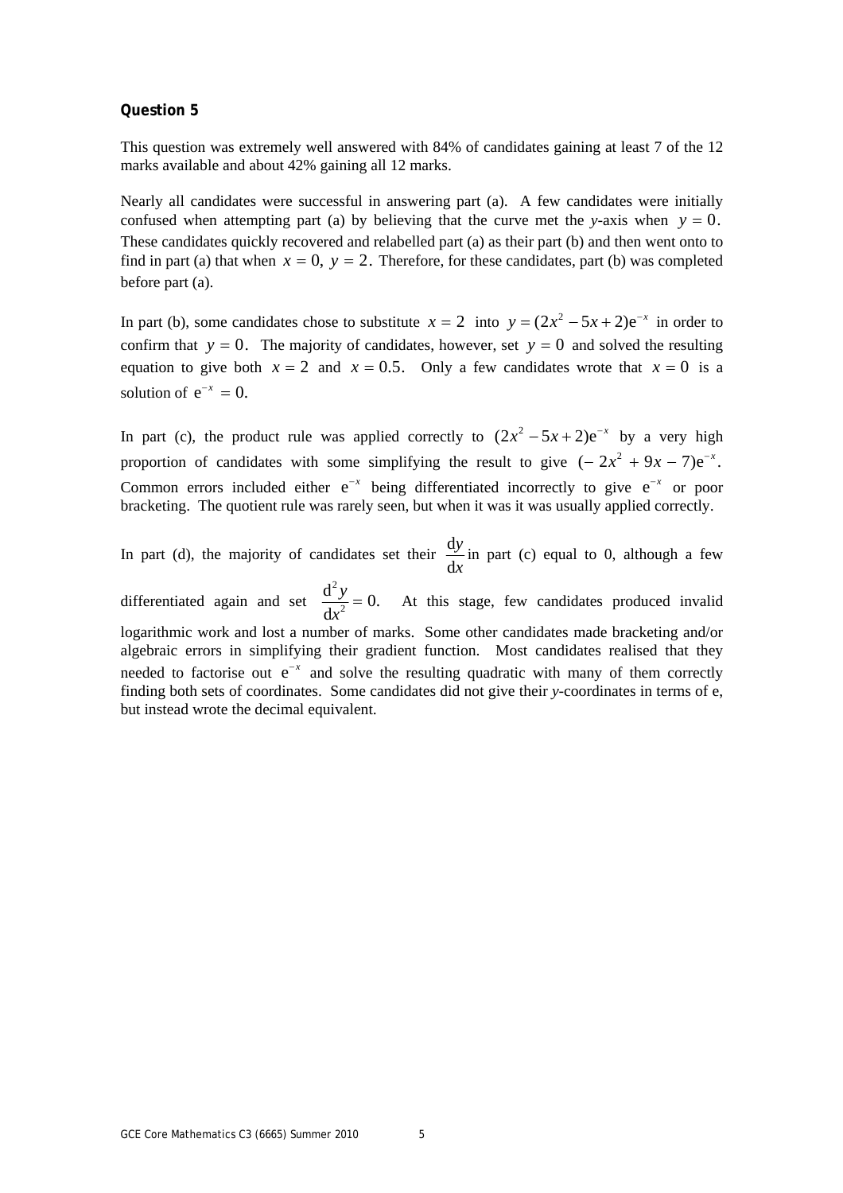**Question 5**

This question was extremely well answered with 84% of candidates gaining at least 7 of the 12 marks available and about 42% gaining all 12 marks.

Nearly all candidates were successful in answering part (a). A few candidates were initially confused when attempting part (a) by believing that the curve met the $y$-axis when $y = 0$. These candidates quickly recovered and relabelled part (a) as their part (b) and then went onto to find in part (a) that when $x = 0,\ y = 2$. Therefore, for these candidates, part (b) was completed before part (a).

In part (b), some candidates chose to substitute $x = 2$ into $y = (2x^2 - 5x + 2)\mathrm{e}^{-x}$ in order to confirm that $y = 0$. The majority of candidates, however, set $y = 0$ and solved the resulting equation to give both $x = 2$ and $x = 0.5$. Only a few candidates wrote that $x = 0$ is a solution of $\mathrm{e}^{-x} = 0$.

In part (c), the product rule was applied correctly to $(2x^2 - 5x + 2)\mathrm{e}^{-x}$ by a very high proportion of candidates with some simplifying the result to give $(-2x^2 + 9x - 7)\mathrm{e}^{-x}$. Common errors included either $\mathrm{e}^{-x}$ being differentiated incorrectly to give $\mathrm{e}^{-x}$ or poor bracketing. The quotient rule was rarely seen, but when it was it was usually applied correctly.

In part (d), the majority of candidates set their $\frac{\mathrm{d}y}{\mathrm{d}x}$ in part (c) equal to 0, although a few differentiated again and set $\frac{\mathrm{d}^2y}{\mathrm{d}x^2} = 0$. At this stage, few candidates produced invalid logarithmic work and lost a number of marks. Some other candidates made bracketing and/or algebraic errors in simplifying their gradient function. Most candidates realised that they needed to factorise out $\mathrm{e}^{-x}$ and solve the resulting quadratic with many of them correctly finding both sets of coordinates. Some candidates did not give their $y$-coordinates in terms of e, but instead wrote the decimal equivalent.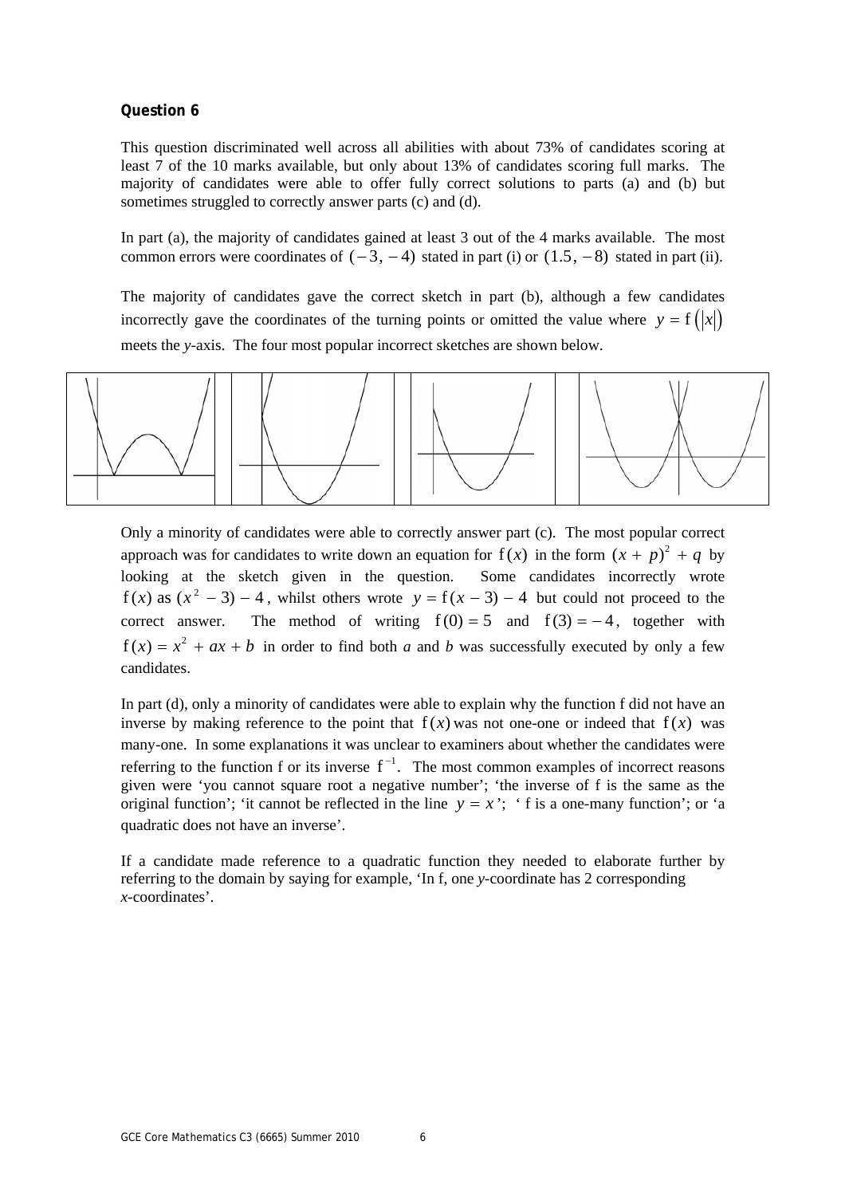**Question 6**

This question discriminated well across all abilities with about 73% of candidates scoring at least 7 of the 10 marks available, but only about 13% of candidates scoring full marks. The majority of candidates were able to offer fully correct solutions to parts (a) and (b) but sometimes struggled to correctly answer parts (c) and (d).

In part (a), the majority of candidates gained at least 3 out of the 4 marks available. The most common errors were coordinates of $(-3, -4)$ stated in part (i) or $(1.5, -8)$ stated in part (ii).

The majority of candidates gave the correct sketch in part (b), although a few candidates incorrectly gave the coordinates of the turning points or omitted the value where $y = \text{f}(|x|)$ meets the *y*-axis. The four most popular incorrect sketches are shown below.

Only a minority of candidates were able to correctly answer part (c). The most popular correct approach was for candidates to write down an equation for $\text{f}(x)$ in the form $(x + p)^2 + q$ by looking at the sketch given in the question. Some candidates incorrectly wrote $\text{f}(x)$ as $(x^2 - 3) - 4$, whilst others wrote $y = \text{f}(x - 3) - 4$ but could not proceed to the correct answer. The method of writing $\text{f}(0) = 5$ and $\text{f}(3) = -4$, together with $\text{f}(x) = x^2 + ax + b$ in order to find both *a* and *b* was successfully executed by only a few candidates.

In part (d), only a minority of candidates were able to explain why the function f did not have an inverse by making reference to the point that $\text{f}(x)$ was not one-one or indeed that $\text{f}(x)$ was many-one. In some explanations it was unclear to examiners about whether the candidates were referring to the function f or its inverse $\text{f}^{-1}$. The most common examples of incorrect reasons given were 'you cannot square root a negative number'; 'the inverse of f is the same as the original function'; 'it cannot be reflected in the line $y = x$'; 'f is a one-many function'; or 'a quadratic does not have an inverse'.

If a candidate made reference to a quadratic function they needed to elaborate further by referring to the domain by saying for example, 'In f, one *y*-coordinate has 2 corresponding *x*-coordinates'.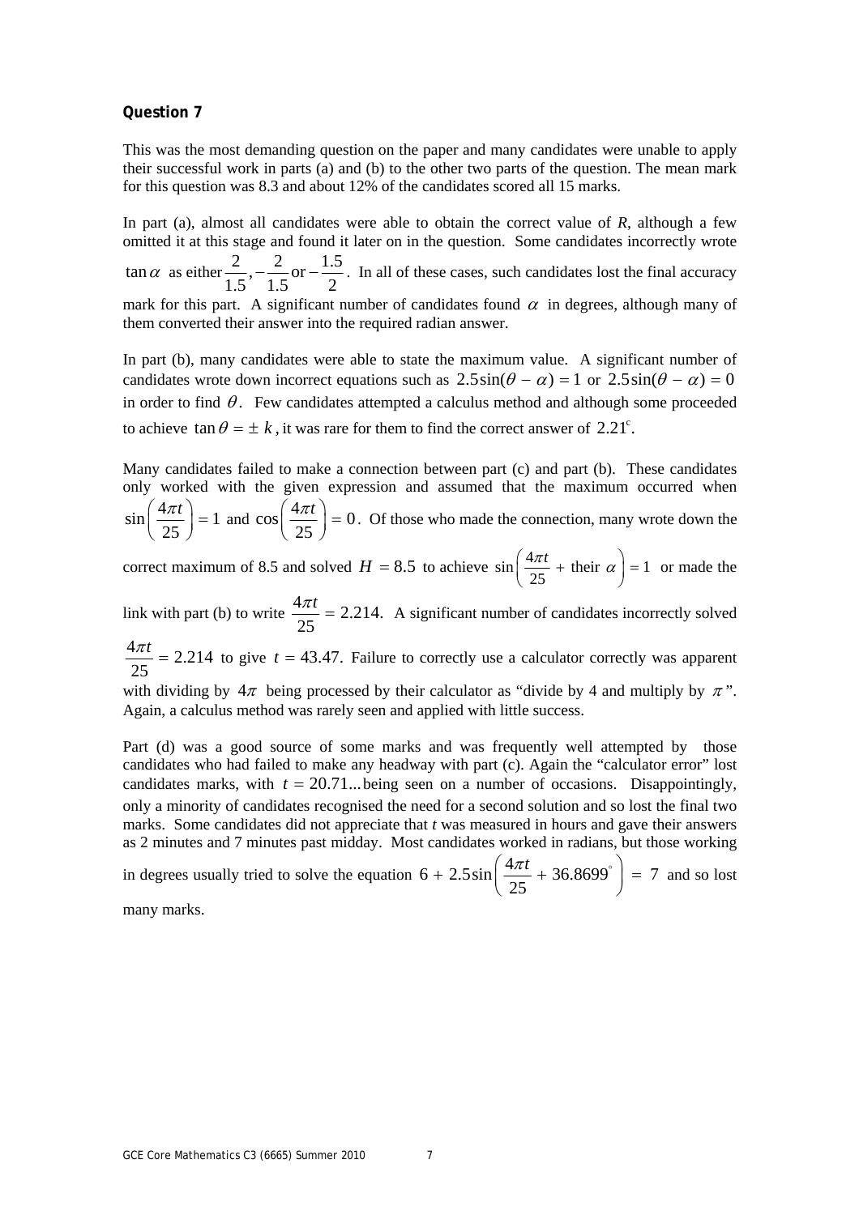**Question 7**

This was the most demanding question on the paper and many candidates were unable to apply their successful work in parts (a) and (b) to the other two parts of the question. The mean mark for this question was 8.3 and about 12% of the candidates scored all 15 marks.

In part (a), almost all candidates were able to obtain the correct value of $R$, although a few omitted it at this stage and found it later on in the question. Some candidates incorrectly wrote $\tan\alpha$ as either $\frac{2}{1.5}, -\frac{2}{1.5}$ or $-\frac{1.5}{2}$. In all of these cases, such candidates lost the final accuracy mark for this part. A significant number of candidates found $\alpha$ in degrees, although many of them converted their answer into the required radian answer.

In part (b), many candidates were able to state the maximum value. A significant number of candidates wrote down incorrect equations such as $2.5\sin(\theta - \alpha) = 1$ or $2.5\sin(\theta - \alpha) = 0$ in order to find $\theta$. Few candidates attempted a calculus method and although some proceeded to achieve $\tan\theta = \pm k$, it was rare for them to find the correct answer of $2.21^{c}$.

Many candidates failed to make a connection between part (c) and part (b). These candidates only worked with the given expression and assumed that the maximum occurred when $\sin\left(\frac{4\pi t}{25}\right) = 1$ and $\cos\left(\frac{4\pi t}{25}\right) = 0$. Of those who made the connection, many wrote down the correct maximum of 8.5 and solved $H = 8.5$ to achieve $\sin\left(\frac{4\pi t}{25} + \text{their } \alpha\right) = 1$ or made the link with part (b) to write $\frac{4\pi t}{25} = 2.214$. A significant number of candidates incorrectly solved $\frac{4\pi t}{25} = 2.214$ to give $t = 43.47$. Failure to correctly use a calculator correctly was apparent with dividing by $4\pi$ being processed by their calculator as "divide by 4 and multiply by $\pi$". Again, a calculus method was rarely seen and applied with little success.

Part (d) was a good source of some marks and was frequently well attempted by those candidates who had failed to make any headway with part (c). Again the "calculator error" lost candidates marks, with $t = 20.71...$ being seen on a number of occasions. Disappointingly, only a minority of candidates recognised the need for a second solution and so lost the final two marks. Some candidates did not appreciate that $t$ was measured in hours and gave their answers as 2 minutes and 7 minutes past midday. Most candidates worked in radians, but those working in degrees usually tried to solve the equation $6 + 2.5\sin\left(\frac{4\pi t}{25} + 36.8699^{\circ}\right) = 7$ and so lost many marks.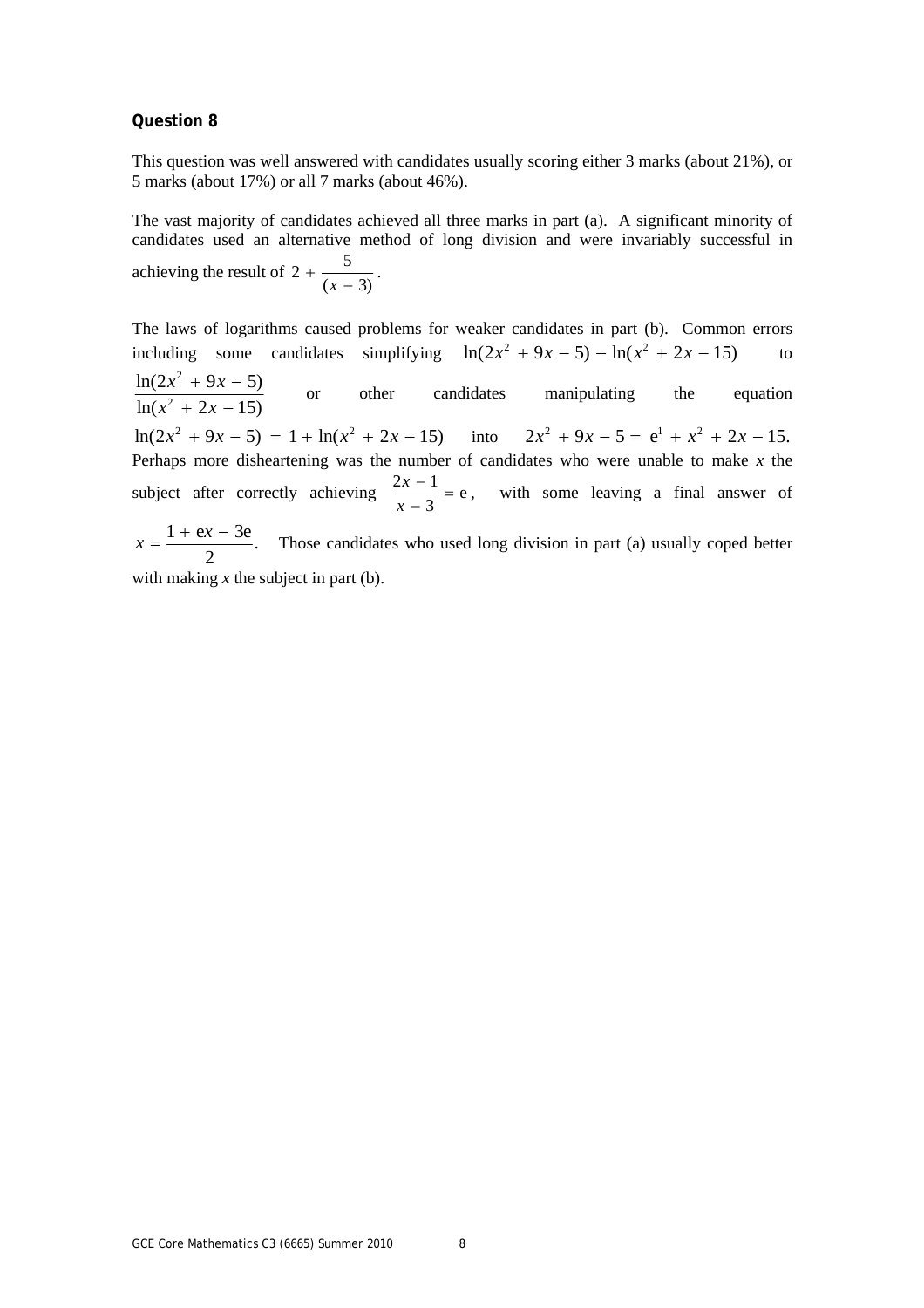### Question 8

This question was well answered with candidates usually scoring either 3 marks (about 21%), or 5 marks (about 17%) or all 7 marks (about 46%).

The vast majority of candidates achieved all three marks in part (a). A significant minority of candidates used an alternative method of long division and were invariably successful in achieving the result of $2 + \frac{5}{(x-3)}$.

The laws of logarithms caused problems for weaker candidates in part (b). Common errors including some candidates simplifying $\ln(2x^2 + 9x - 5) - \ln(x^2 + 2x - 15)$ to $\frac{\ln(2x^2 + 9x - 5)}{\ln(x^2 + 2x - 15)}$ or other candidates manipulating the equation $\ln(2x^2 + 9x - 5) = 1 + \ln(x^2 + 2x - 15)$ into $2x^2 + 9x - 5 = e^1 + x^2 + 2x - 15.$ Perhaps more disheartening was the number of candidates who were unable to make $x$ the subject after correctly achieving $\frac{2x-1}{x-3} = e$, with some leaving a final answer of $x = \frac{1 + ex - 3e}{2}$. Those candidates who used long division in part (a) usually coped better with making $x$ the subject in part (b).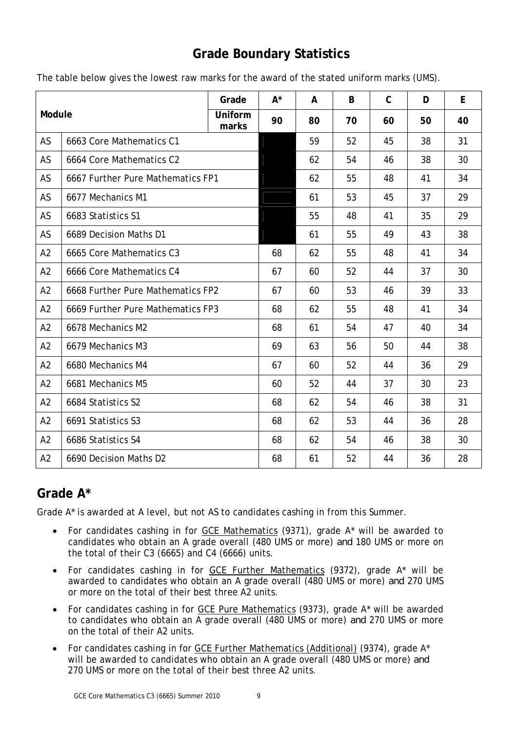## Grade Boundary Statistics

The table below gives the lowest raw marks for the award of the stated uniform marks (UMS).

| Module | | Grade | A* | A | B | C | D | E |
|---|---|---|---|---|---|---|---|---|
| | | Uniform marks | 90 | 80 | 70 | 60 | 50 | 40 |
| AS | 6663 Core Mathematics C1 | | | 59 | 52 | 45 | 38 | 31 |
| AS | 6664 Core Mathematics C2 | | | 62 | 54 | 46 | 38 | 30 |
| AS | 6667 Further Pure Mathematics FP1 | | | 62 | 55 | 48 | 41 | 34 |
| AS | 6677 Mechanics M1 | | | 61 | 53 | 45 | 37 | 29 |
| AS | 6683 Statistics S1 | | | 55 | 48 | 41 | 35 | 29 |
| AS | 6689 Decision Maths D1 | | | 61 | 55 | 49 | 43 | 38 |
| A2 | 6665 Core Mathematics C3 | | 68 | 62 | 55 | 48 | 41 | 34 |
| A2 | 6666 Core Mathematics C4 | | 67 | 60 | 52 | 44 | 37 | 30 |
| A2 | 6668 Further Pure Mathematics FP2 | | 67 | 60 | 53 | 46 | 39 | 33 |
| A2 | 6669 Further Pure Mathematics FP3 | | 68 | 62 | 55 | 48 | 41 | 34 |
| A2 | 6678 Mechanics M2 | | 68 | 61 | 54 | 47 | 40 | 34 |
| A2 | 6679 Mechanics M3 | | 69 | 63 | 56 | 50 | 44 | 38 |
| A2 | 6680 Mechanics M4 | | 67 | 60 | 52 | 44 | 36 | 29 |
| A2 | 6681 Mechanics M5 | | 60 | 52 | 44 | 37 | 30 | 23 |
| A2 | 6684 Statistics S2 | | 68 | 62 | 54 | 46 | 38 | 31 |
| A2 | 6691 Statistics S3 | | 68 | 62 | 53 | 44 | 36 | 28 |
| A2 | 6686 Statistics S4 | | 68 | 62 | 54 | 46 | 38 | 30 |
| A2 | 6690 Decision Maths D2 | | 68 | 61 | 52 | 44 | 36 | 28 |

## Grade A*

Grade A* is awarded at A level, but not AS to candidates cashing in from this Summer.

- For candidates cashing in for GCE Mathematics (9371), grade A* will be awarded to candidates who obtain an A grade overall (480 UMS or more) and 180 UMS or more on the total of their C3 (6665) and C4 (6666) units.
- For candidates cashing in for GCE Further Mathematics (9372), grade A* will be awarded to candidates who obtain an A grade overall (480 UMS or more) and 270 UMS or more on the total of their best three A2 units.
- For candidates cashing in for GCE Pure Mathematics (9373), grade A* will be awarded to candidates who obtain an A grade overall (480 UMS or more) and 270 UMS or more on the total of their A2 units.
- For candidates cashing in for GCE Further Mathematics (Additional) (9374), grade A* will be awarded to candidates who obtain an A grade overall (480 UMS or more) and 270 UMS or more on the total of their best three A2 units.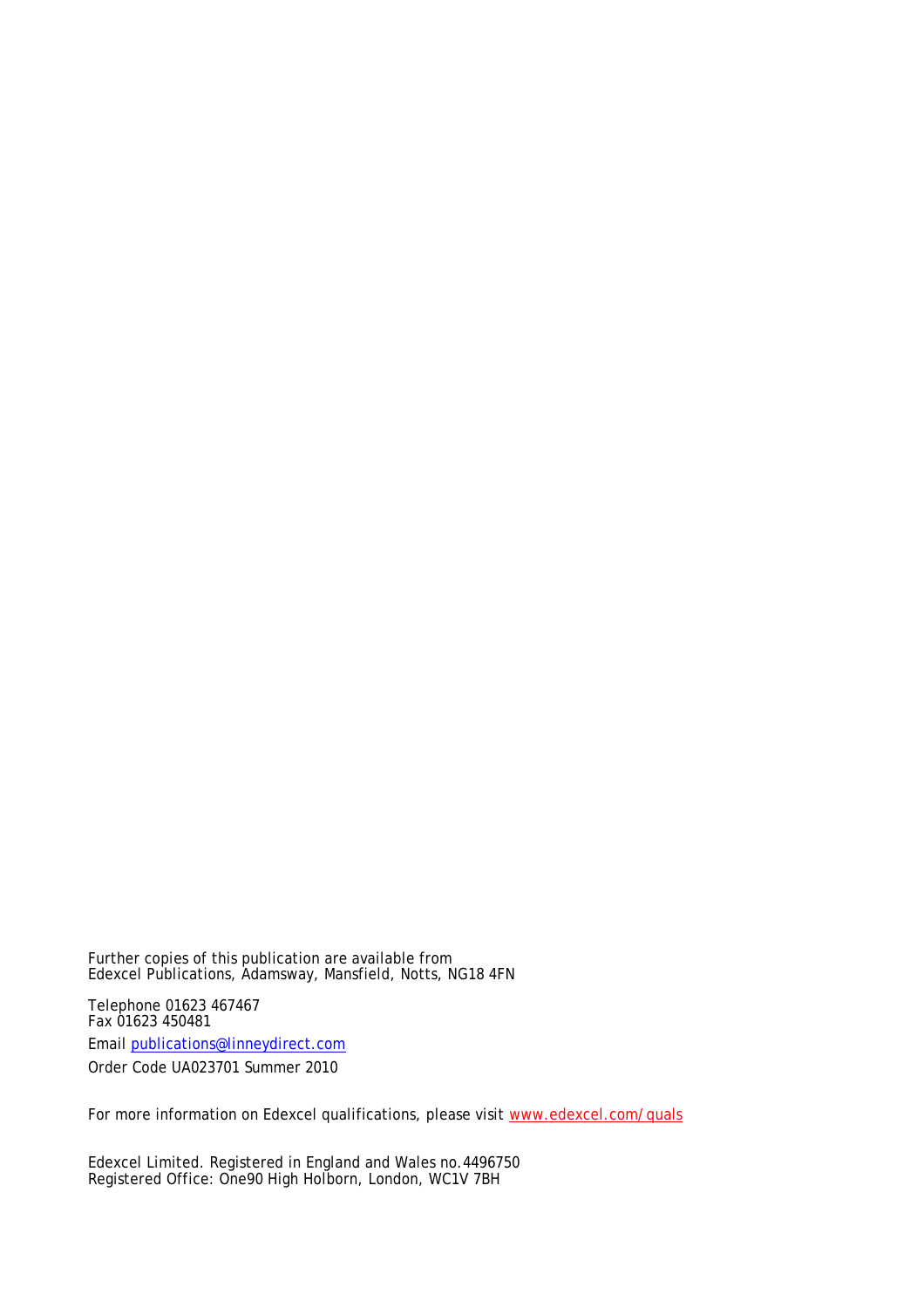Further copies of this publication are available from
Edexcel Publications, Adamsway, Mansfield, Notts, NG18 4FN

Telephone 01623 467467
Fax 01623 450481
Email publications@linneydirect.com
Order Code UA023701 Summer 2010

For more information on Edexcel qualifications, please visit www.edexcel.com/quals

Edexcel Limited. Registered in England and Wales no.4496750
Registered Office: One90 High Holborn, London, WC1V 7BH